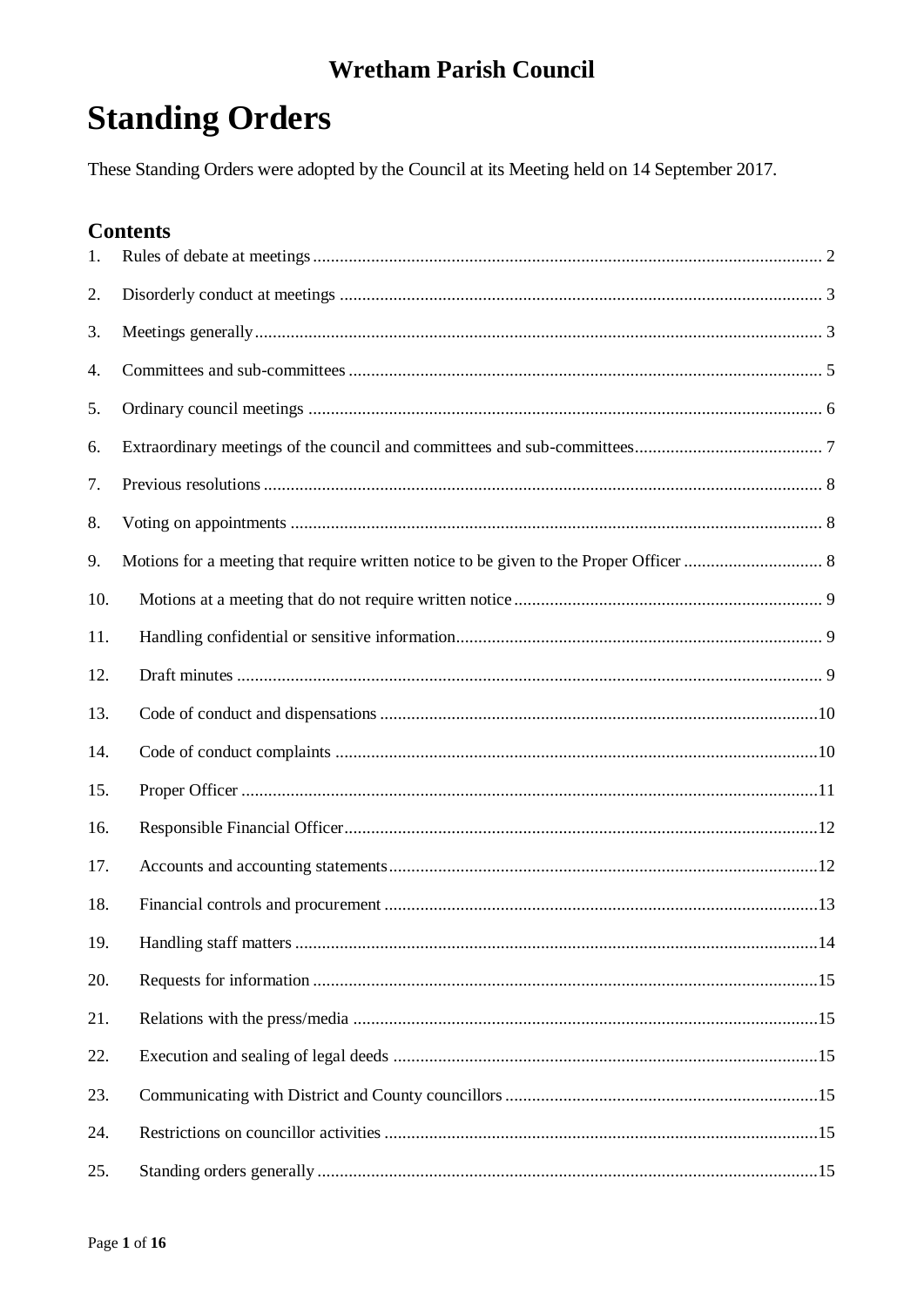## Wretham Parish Council

# Standing Orders

These Standing Orders were adopted by the Council at its Meeting held on 14 September 2017.

## Contents

1. Rules of debate at meetings ... 2
2. Disorderly conduct at meetings ... 3
3. Meetings generally ... 3
4. Committees and sub-committees ... 5
5. Ordinary council meetings ... 6
6. Extraordinary meetings of the council and committees and sub-committees ... 7
7. Previous resolutions ... 8
8. Voting on appointments ... 8
9. Motions for a meeting that require written notice to be given to the Proper Officer ... 8
10. Motions at a meeting that do not require written notice ... 9
11. Handling confidential or sensitive information ... 9
12. Draft minutes ... 9
13. Code of conduct and dispensations ... 10
14. Code of conduct complaints ... 10
15. Proper Officer ... 11
16. Responsible Financial Officer ... 12
17. Accounts and accounting statements ... 12
18. Financial controls and procurement ... 13
19. Handling staff matters ... 14
20. Requests for information ... 15
21. Relations with the press/media ... 15
22. Execution and sealing of legal deeds ... 15
23. Communicating with District and County councillors ... 15
24. Restrictions on councillor activities ... 15
25. Standing orders generally ... 15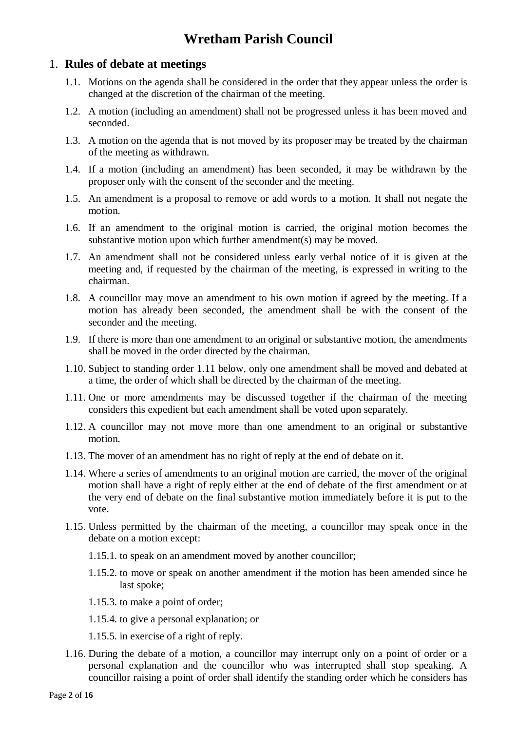# Wretham Parish Council

## 1. Rules of debate at meetings

1.1. Motions on the agenda shall be considered in the order that they appear unless the order is changed at the discretion of the chairman of the meeting.

1.2. A motion (including an amendment) shall not be progressed unless it has been moved and seconded.

1.3. A motion on the agenda that is not moved by its proposer may be treated by the chairman of the meeting as withdrawn.

1.4. If a motion (including an amendment) has been seconded, it may be withdrawn by the proposer only with the consent of the seconder and the meeting.

1.5. An amendment is a proposal to remove or add words to a motion. It shall not negate the motion.

1.6. If an amendment to the original motion is carried, the original motion becomes the substantive motion upon which further amendment(s) may be moved.

1.7. An amendment shall not be considered unless early verbal notice of it is given at the meeting and, if requested by the chairman of the meeting, is expressed in writing to the chairman.

1.8. A councillor may move an amendment to his own motion if agreed by the meeting. If a motion has already been seconded, the amendment shall be with the consent of the seconder and the meeting.

1.9. If there is more than one amendment to an original or substantive motion, the amendments shall be moved in the order directed by the chairman.

1.10. Subject to standing order 1.11 below, only one amendment shall be moved and debated at a time, the order of which shall be directed by the chairman of the meeting.

1.11. One or more amendments may be discussed together if the chairman of the meeting considers this expedient but each amendment shall be voted upon separately.

1.12. A councillor may not move more than one amendment to an original or substantive motion.

1.13. The mover of an amendment has no right of reply at the end of debate on it.

1.14. Where a series of amendments to an original motion are carried, the mover of the original motion shall have a right of reply either at the end of debate of the first amendment or at the very end of debate on the final substantive motion immediately before it is put to the vote.

1.15. Unless permitted by the chairman of the meeting, a councillor may speak once in the debate on a motion except:

1.15.1. to speak on an amendment moved by another councillor;

1.15.2. to move or speak on another amendment if the motion has been amended since he last spoke;

1.15.3. to make a point of order;

1.15.4. to give a personal explanation; or

1.15.5. in exercise of a right of reply.

1.16. During the debate of a motion, a councillor may interrupt only on a point of order or a personal explanation and the councillor who was interrupted shall stop speaking. A councillor raising a point of order shall identify the standing order which he considers has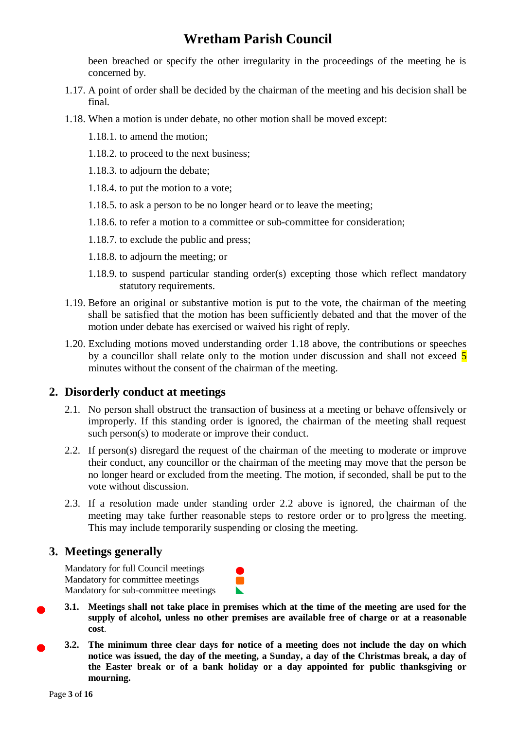been breached or specify the other irregularity in the proceedings of the meeting he is concerned by.

1.17. A point of order shall be decided by the chairman of the meeting and his decision shall be final.

1.18. When a motion is under debate, no other motion shall be moved except:

1.18.1. to amend the motion;

1.18.2. to proceed to the next business;

1.18.3. to adjourn the debate;

1.18.4. to put the motion to a vote;

1.18.5. to ask a person to be no longer heard or to leave the meeting;

1.18.6. to refer a motion to a committee or sub-committee for consideration;

1.18.7. to exclude the public and press;

1.18.8. to adjourn the meeting; or

1.18.9. to suspend particular standing order(s) excepting those which reflect mandatory statutory requirements.

1.19. Before an original or substantive motion is put to the vote, the chairman of the meeting shall be satisfied that the motion has been sufficiently debated and that the mover of the motion under debate has exercised or waived his right of reply.

1.20. Excluding motions moved understanding order 1.18 above, the contributions or speeches by a councillor shall relate only to the motion under discussion and shall not exceed 5 minutes without the consent of the chairman of the meeting.

## 2. Disorderly conduct at meetings

2.1. No person shall obstruct the transaction of business at a meeting or behave offensively or improperly. If this standing order is ignored, the chairman of the meeting shall request such person(s) to moderate or improve their conduct.

2.2. If person(s) disregard the request of the chairman of the meeting to moderate or improve their conduct, any councillor or the chairman of the meeting may move that the person be no longer heard or excluded from the meeting. The motion, if seconded, shall be put to the vote without discussion.

2.3. If a resolution made under standing order 2.2 above is ignored, the chairman of the meeting may take further reasonable steps to restore order or to pro]gress the meeting. This may include temporarily suspending or closing the meeting.

## 3. Meetings generally

Mandatory for full Council meetings ●
Mandatory for committee meetings ■
Mandatory for sub-committee meetings ◣

● **3.1. Meetings shall not take place in premises which at the time of the meeting are used for the supply of alcohol, unless no other premises are available free of charge or at a reasonable cost**.

● **3.2. The minimum three clear days for notice of a meeting does not include the day on which notice was issued, the day of the meeting, a Sunday, a day of the Christmas break, a day of the Easter break or of a bank holiday or a day appointed for public thanksgiving or mourning.**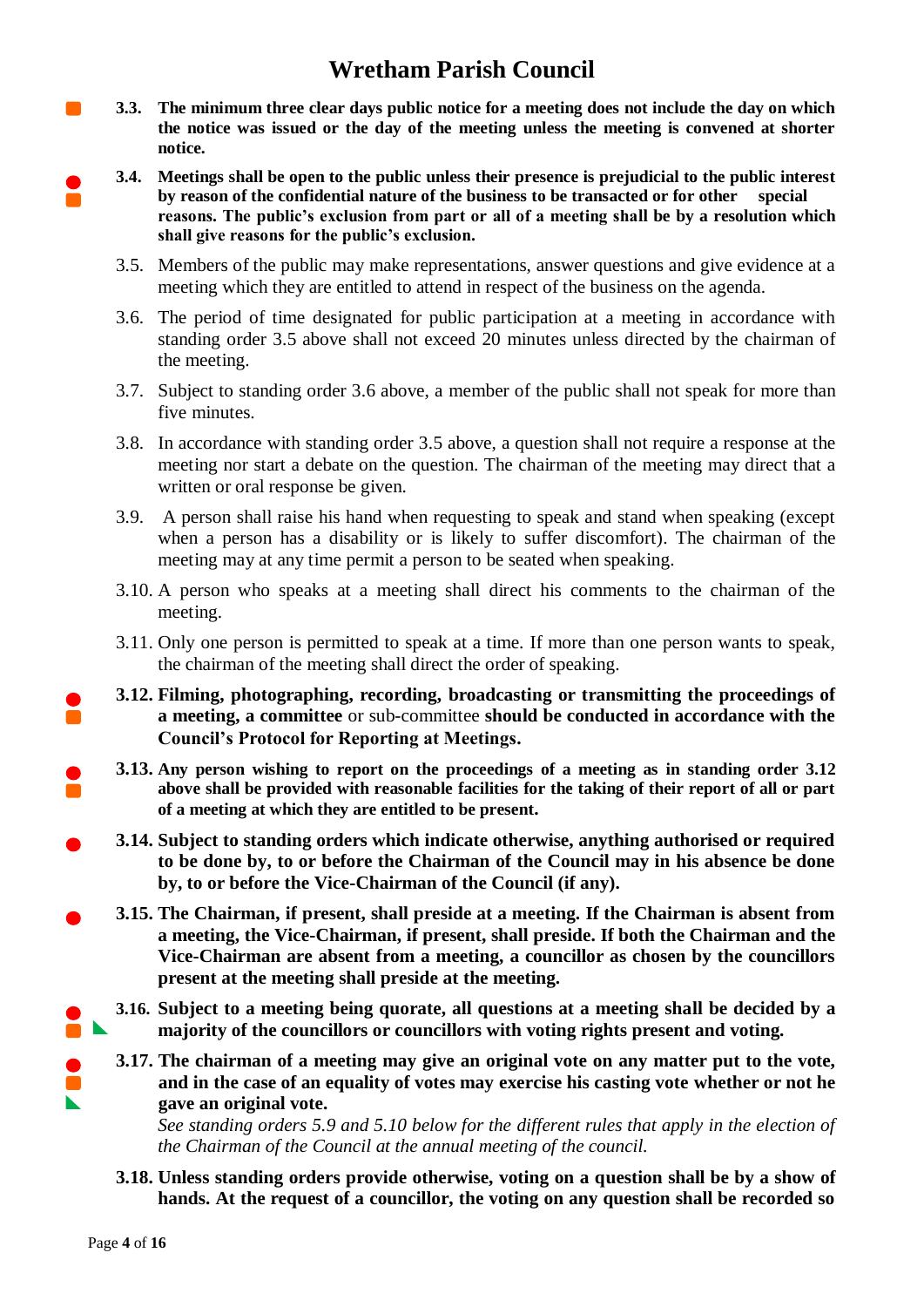**3.3. The minimum three clear days public notice for a meeting does not include the day on which the notice was issued or the day of the meeting unless the meeting is convened at shorter notice.**

**3.4. Meetings shall be open to the public unless their presence is prejudicial to the public interest by reason of the confidential nature of the business to be transacted or for other special reasons. The public's exclusion from part or all of a meeting shall be by a resolution which shall give reasons for the public's exclusion.**

3.5. Members of the public may make representations, answer questions and give evidence at a meeting which they are entitled to attend in respect of the business on the agenda.

3.6. The period of time designated for public participation at a meeting in accordance with standing order 3.5 above shall not exceed 20 minutes unless directed by the chairman of the meeting.

3.7. Subject to standing order 3.6 above, a member of the public shall not speak for more than five minutes.

3.8. In accordance with standing order 3.5 above, a question shall not require a response at the meeting nor start a debate on the question. The chairman of the meeting may direct that a written or oral response be given.

3.9. A person shall raise his hand when requesting to speak and stand when speaking (except when a person has a disability or is likely to suffer discomfort). The chairman of the meeting may at any time permit a person to be seated when speaking.

3.10. A person who speaks at a meeting shall direct his comments to the chairman of the meeting.

3.11. Only one person is permitted to speak at a time. If more than one person wants to speak, the chairman of the meeting shall direct the order of speaking.

**3.12. Filming, photographing, recording, broadcasting or transmitting the proceedings of a meeting, a committee** or sub-committee **should be conducted in accordance with the Council's Protocol for Reporting at Meetings.**

**3.13. Any person wishing to report on the proceedings of a meeting as in standing order 3.12 above shall be provided with reasonable facilities for the taking of their report of all or part of a meeting at which they are entitled to be present.**

**3.14. Subject to standing orders which indicate otherwise, anything authorised or required to be done by, to or before the Chairman of the Council may in his absence be done by, to or before the Vice-Chairman of the Council (if any).**

**3.15. The Chairman, if present, shall preside at a meeting. If the Chairman is absent from a meeting, the Vice-Chairman, if present, shall preside. If both the Chairman and the Vice-Chairman are absent from a meeting, a councillor as chosen by the councillors present at the meeting shall preside at the meeting.**

**3.16. Subject to a meeting being quorate, all questions at a meeting shall be decided by a majority of the councillors or councillors with voting rights present and voting.**

**3.17. The chairman of a meeting may give an original vote on any matter put to the vote, and in the case of an equality of votes may exercise his casting vote whether or not he gave an original vote.**
*See standing orders 5.9 and 5.10 below for the different rules that apply in the election of the Chairman of the Council at the annual meeting of the council.*

**3.18. Unless standing orders provide otherwise, voting on a question shall be by a show of hands. At the request of a councillor, the voting on any question shall be recorded so**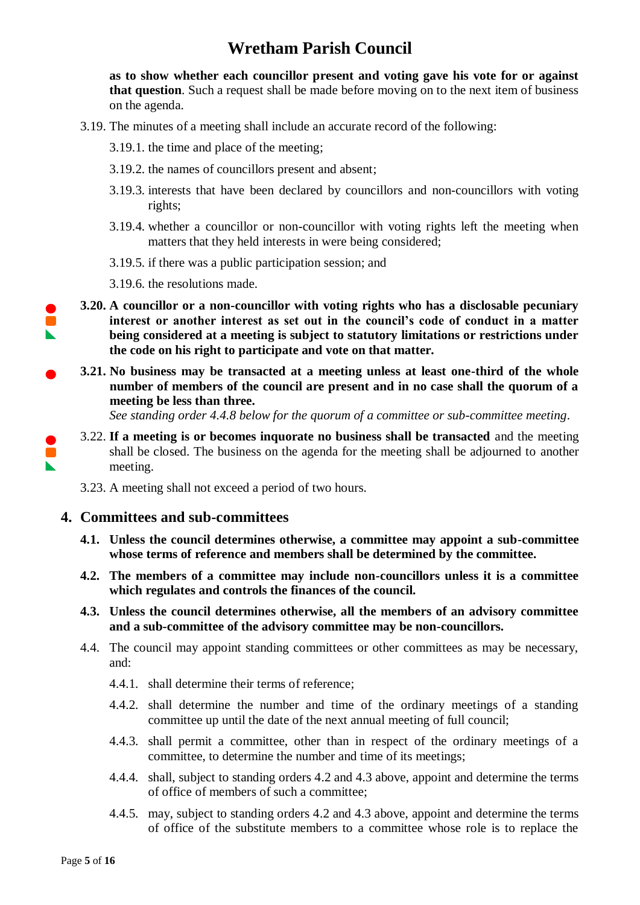**as to show whether each councillor present and voting gave his vote for or against that question**. Such a request shall be made before moving on to the next item of business on the agenda.

3.19. The minutes of a meeting shall include an accurate record of the following:

3.19.1. the time and place of the meeting;

3.19.2. the names of councillors present and absent;

3.19.3. interests that have been declared by councillors and non-councillors with voting rights;

3.19.4. whether a councillor or non-councillor with voting rights left the meeting when matters that they held interests in were being considered;

3.19.5. if there was a public participation session; and

3.19.6. the resolutions made.

**3.20. A councillor or a non-councillor with voting rights who has a disclosable pecuniary interest or another interest as set out in the council's code of conduct in a matter being considered at a meeting is subject to statutory limitations or restrictions under the code on his right to participate and vote on that matter.**

**3.21. No business may be transacted at a meeting unless at least one-third of the whole number of members of the council are present and in no case shall the quorum of a meeting be less than three.**
*See standing order 4.4.8 below for the quorum of a committee or sub-committee meeting*.

3.22. **If a meeting is or becomes inquorate no business shall be transacted** and the meeting shall be closed. The business on the agenda for the meeting shall be adjourned to another meeting.

3.23. A meeting shall not exceed a period of two hours.

## 4. Committees and sub-committees

**4.1. Unless the council determines otherwise, a committee may appoint a sub-committee whose terms of reference and members shall be determined by the committee.**

**4.2. The members of a committee may include non-councillors unless it is a committee which regulates and controls the finances of the council.**

**4.3. Unless the council determines otherwise, all the members of an advisory committee and a sub-committee of the advisory committee may be non-councillors.**

4.4. The council may appoint standing committees or other committees as may be necessary, and:

4.4.1. shall determine their terms of reference;

4.4.2. shall determine the number and time of the ordinary meetings of a standing committee up until the date of the next annual meeting of full council;

4.4.3. shall permit a committee, other than in respect of the ordinary meetings of a committee, to determine the number and time of its meetings;

4.4.4. shall, subject to standing orders 4.2 and 4.3 above, appoint and determine the terms of office of members of such a committee;

4.4.5. may, subject to standing orders 4.2 and 4.3 above, appoint and determine the terms of office of the substitute members to a committee whose role is to replace the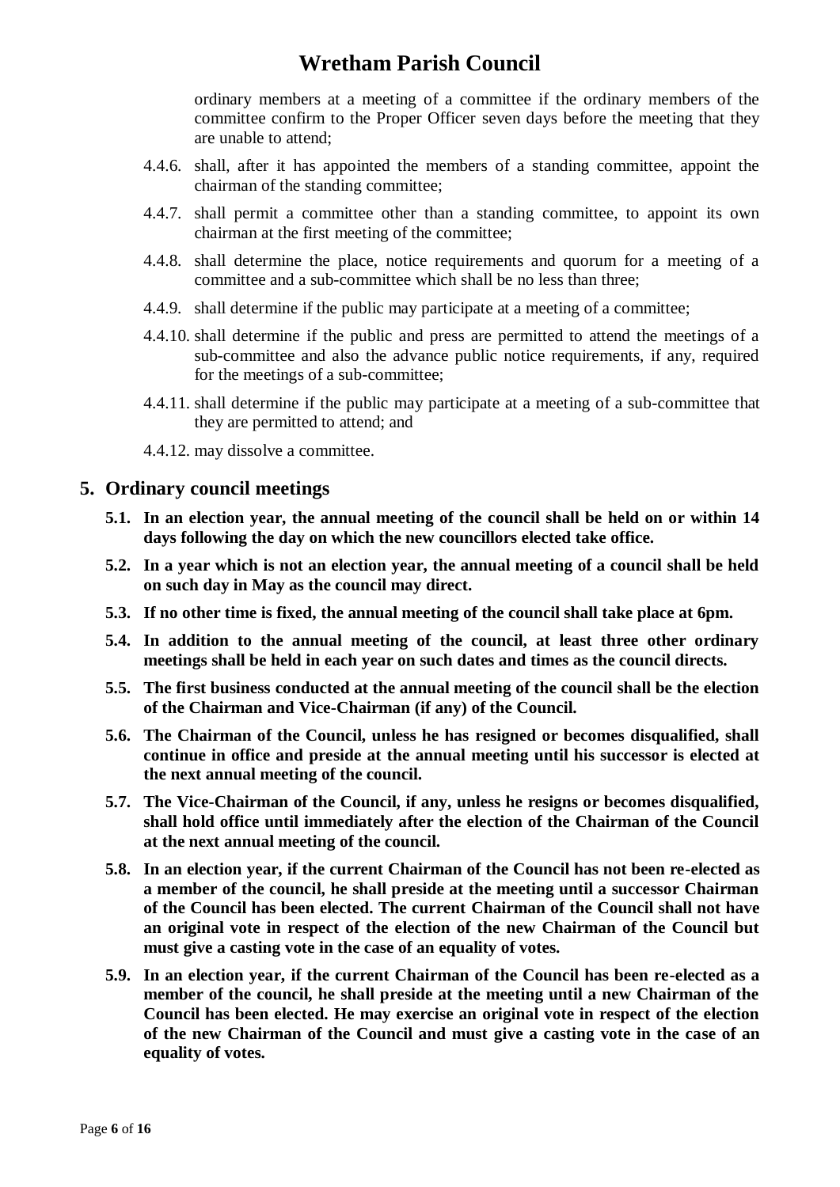ordinary members at a meeting of a committee if the ordinary members of the committee confirm to the Proper Officer seven days before the meeting that they are unable to attend;

4.4.6. shall, after it has appointed the members of a standing committee, appoint the chairman of the standing committee;

4.4.7. shall permit a committee other than a standing committee, to appoint its own chairman at the first meeting of the committee;

4.4.8. shall determine the place, notice requirements and quorum for a meeting of a committee and a sub-committee which shall be no less than three;

4.4.9. shall determine if the public may participate at a meeting of a committee;

4.4.10. shall determine if the public and press are permitted to attend the meetings of a sub-committee and also the advance public notice requirements, if any, required for the meetings of a sub-committee;

4.4.11. shall determine if the public may participate at a meeting of a sub-committee that they are permitted to attend; and

4.4.12. may dissolve a committee.

## 5. Ordinary council meetings

**5.1. In an election year, the annual meeting of the council shall be held on or within 14 days following the day on which the new councillors elected take office.**

**5.2. In a year which is not an election year, the annual meeting of a council shall be held on such day in May as the council may direct.**

**5.3. If no other time is fixed, the annual meeting of the council shall take place at 6pm.**

**5.4. In addition to the annual meeting of the council, at least three other ordinary meetings shall be held in each year on such dates and times as the council directs.**

**5.5. The first business conducted at the annual meeting of the council shall be the election of the Chairman and Vice-Chairman (if any) of the Council.**

**5.6. The Chairman of the Council, unless he has resigned or becomes disqualified, shall continue in office and preside at the annual meeting until his successor is elected at the next annual meeting of the council.**

**5.7. The Vice-Chairman of the Council, if any, unless he resigns or becomes disqualified, shall hold office until immediately after the election of the Chairman of the Council at the next annual meeting of the council.**

**5.8. In an election year, if the current Chairman of the Council has not been re-elected as a member of the council, he shall preside at the meeting until a successor Chairman of the Council has been elected. The current Chairman of the Council shall not have an original vote in respect of the election of the new Chairman of the Council but must give a casting vote in the case of an equality of votes.**

**5.9. In an election year, if the current Chairman of the Council has been re-elected as a member of the council, he shall preside at the meeting until a new Chairman of the Council has been elected. He may exercise an original vote in respect of the election of the new Chairman of the Council and must give a casting vote in the case of an equality of votes.**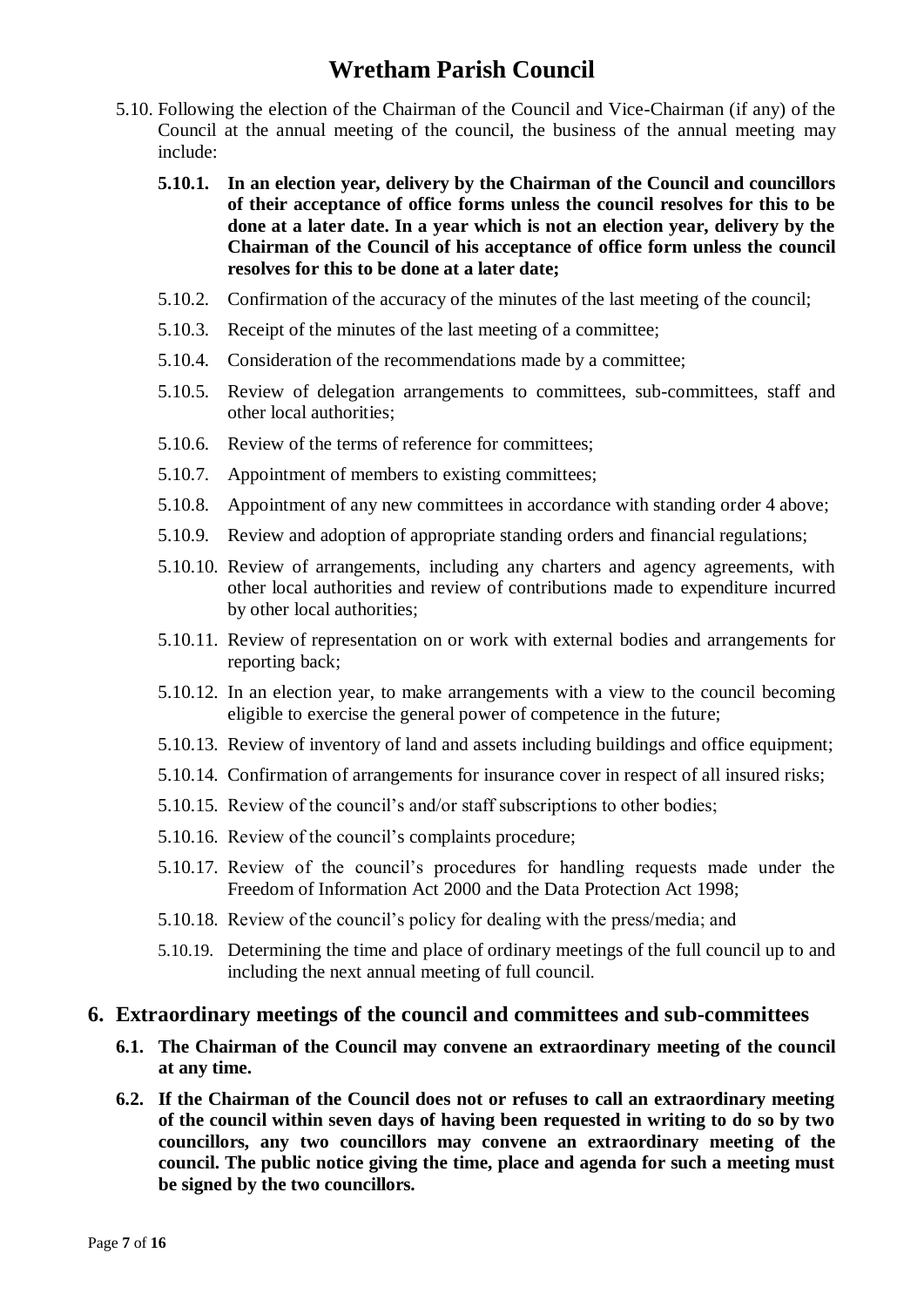5.10. Following the election of the Chairman of the Council and Vice-Chairman (if any) of the Council at the annual meeting of the council, the business of the annual meeting may include:

**5.10.1. In an election year, delivery by the Chairman of the Council and councillors of their acceptance of office forms unless the council resolves for this to be done at a later date. In a year which is not an election year, delivery by the Chairman of the Council of his acceptance of office form unless the council resolves for this to be done at a later date;**

5.10.2. Confirmation of the accuracy of the minutes of the last meeting of the council;

5.10.3. Receipt of the minutes of the last meeting of a committee;

5.10.4. Consideration of the recommendations made by a committee;

5.10.5. Review of delegation arrangements to committees, sub-committees, staff and other local authorities;

5.10.6. Review of the terms of reference for committees;

5.10.7. Appointment of members to existing committees;

5.10.8. Appointment of any new committees in accordance with standing order 4 above;

5.10.9. Review and adoption of appropriate standing orders and financial regulations;

5.10.10. Review of arrangements, including any charters and agency agreements, with other local authorities and review of contributions made to expenditure incurred by other local authorities;

5.10.11. Review of representation on or work with external bodies and arrangements for reporting back;

5.10.12. In an election year, to make arrangements with a view to the council becoming eligible to exercise the general power of competence in the future;

5.10.13. Review of inventory of land and assets including buildings and office equipment;

5.10.14. Confirmation of arrangements for insurance cover in respect of all insured risks;

5.10.15. Review of the council's and/or staff subscriptions to other bodies;

5.10.16. Review of the council's complaints procedure;

5.10.17. Review of the council's procedures for handling requests made under the Freedom of Information Act 2000 and the Data Protection Act 1998;

5.10.18. Review of the council's policy for dealing with the press/media; and

5.10.19. Determining the time and place of ordinary meetings of the full council up to and including the next annual meeting of full council.

## 6. Extraordinary meetings of the council and committees and sub-committees

**6.1. The Chairman of the Council may convene an extraordinary meeting of the council at any time.**

**6.2. If the Chairman of the Council does not or refuses to call an extraordinary meeting of the council within seven days of having been requested in writing to do so by two councillors, any two councillors may convene an extraordinary meeting of the council. The public notice giving the time, place and agenda for such a meeting must be signed by the two councillors.**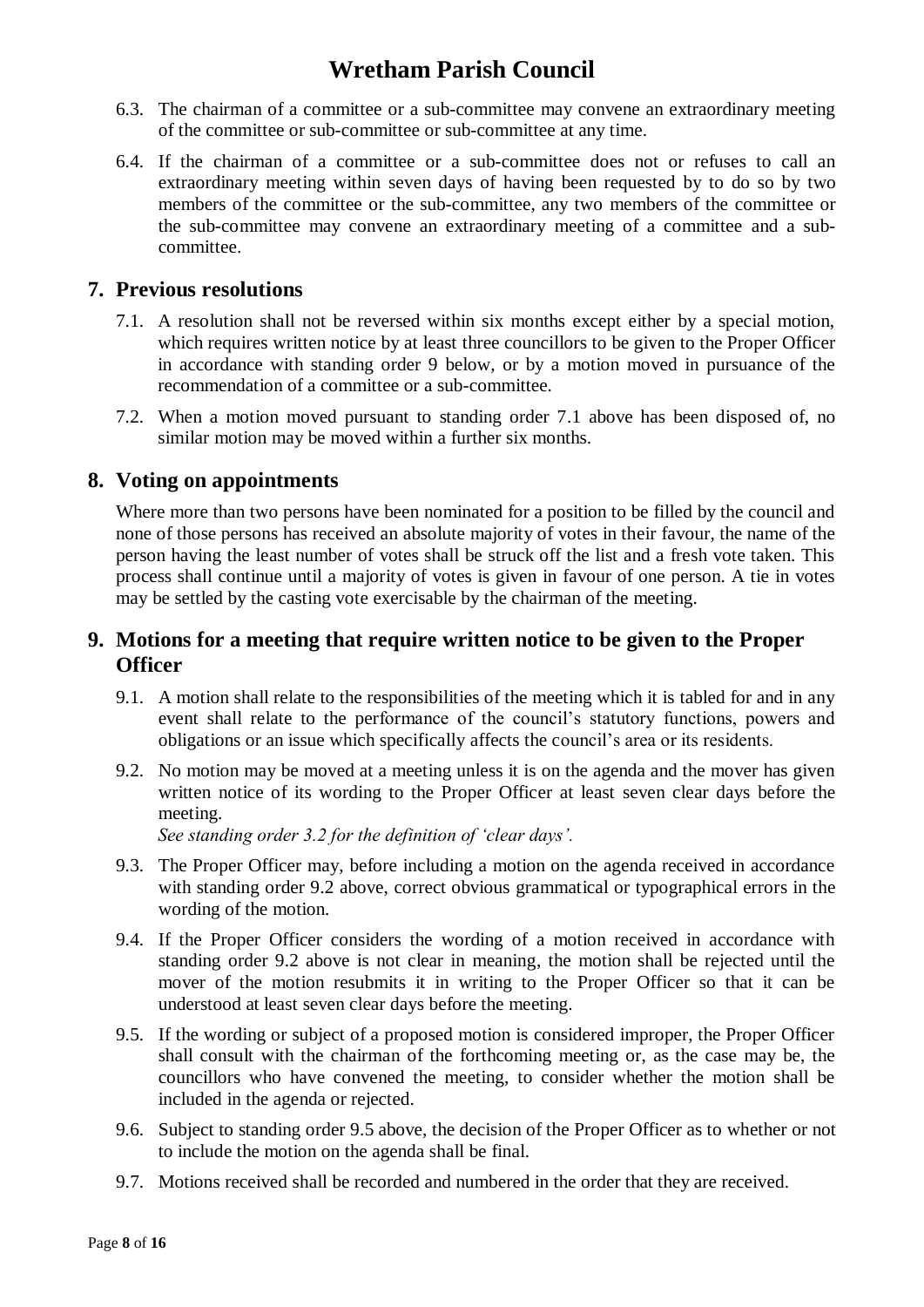6.3. The chairman of a committee or a sub-committee may convene an extraordinary meeting of the committee or sub-committee or sub-committee at any time.

6.4. If the chairman of a committee or a sub-committee does not or refuses to call an extraordinary meeting within seven days of having been requested by to do so by two members of the committee or the sub-committee, any two members of the committee or the sub-committee may convene an extraordinary meeting of a committee and a sub-committee.

## 7. Previous resolutions

7.1. A resolution shall not be reversed within six months except either by a special motion, which requires written notice by at least three councillors to be given to the Proper Officer in accordance with standing order 9 below, or by a motion moved in pursuance of the recommendation of a committee or a sub-committee.

7.2. When a motion moved pursuant to standing order 7.1 above has been disposed of, no similar motion may be moved within a further six months.

## 8. Voting on appointments

Where more than two persons have been nominated for a position to be filled by the council and none of those persons has received an absolute majority of votes in their favour, the name of the person having the least number of votes shall be struck off the list and a fresh vote taken. This process shall continue until a majority of votes is given in favour of one person. A tie in votes may be settled by the casting vote exercisable by the chairman of the meeting.

## 9. Motions for a meeting that require written notice to be given to the Proper Officer

9.1. A motion shall relate to the responsibilities of the meeting which it is tabled for and in any event shall relate to the performance of the council's statutory functions, powers and obligations or an issue which specifically affects the council's area or its residents.

9.2. No motion may be moved at a meeting unless it is on the agenda and the mover has given written notice of its wording to the Proper Officer at least seven clear days before the meeting.
*See standing order 3.2 for the definition of 'clear days'.*

9.3. The Proper Officer may, before including a motion on the agenda received in accordance with standing order 9.2 above, correct obvious grammatical or typographical errors in the wording of the motion.

9.4. If the Proper Officer considers the wording of a motion received in accordance with standing order 9.2 above is not clear in meaning, the motion shall be rejected until the mover of the motion resubmits it in writing to the Proper Officer so that it can be understood at least seven clear days before the meeting.

9.5. If the wording or subject of a proposed motion is considered improper, the Proper Officer shall consult with the chairman of the forthcoming meeting or, as the case may be, the councillors who have convened the meeting, to consider whether the motion shall be included in the agenda or rejected.

9.6. Subject to standing order 9.5 above, the decision of the Proper Officer as to whether or not to include the motion on the agenda shall be final.

9.7. Motions received shall be recorded and numbered in the order that they are received.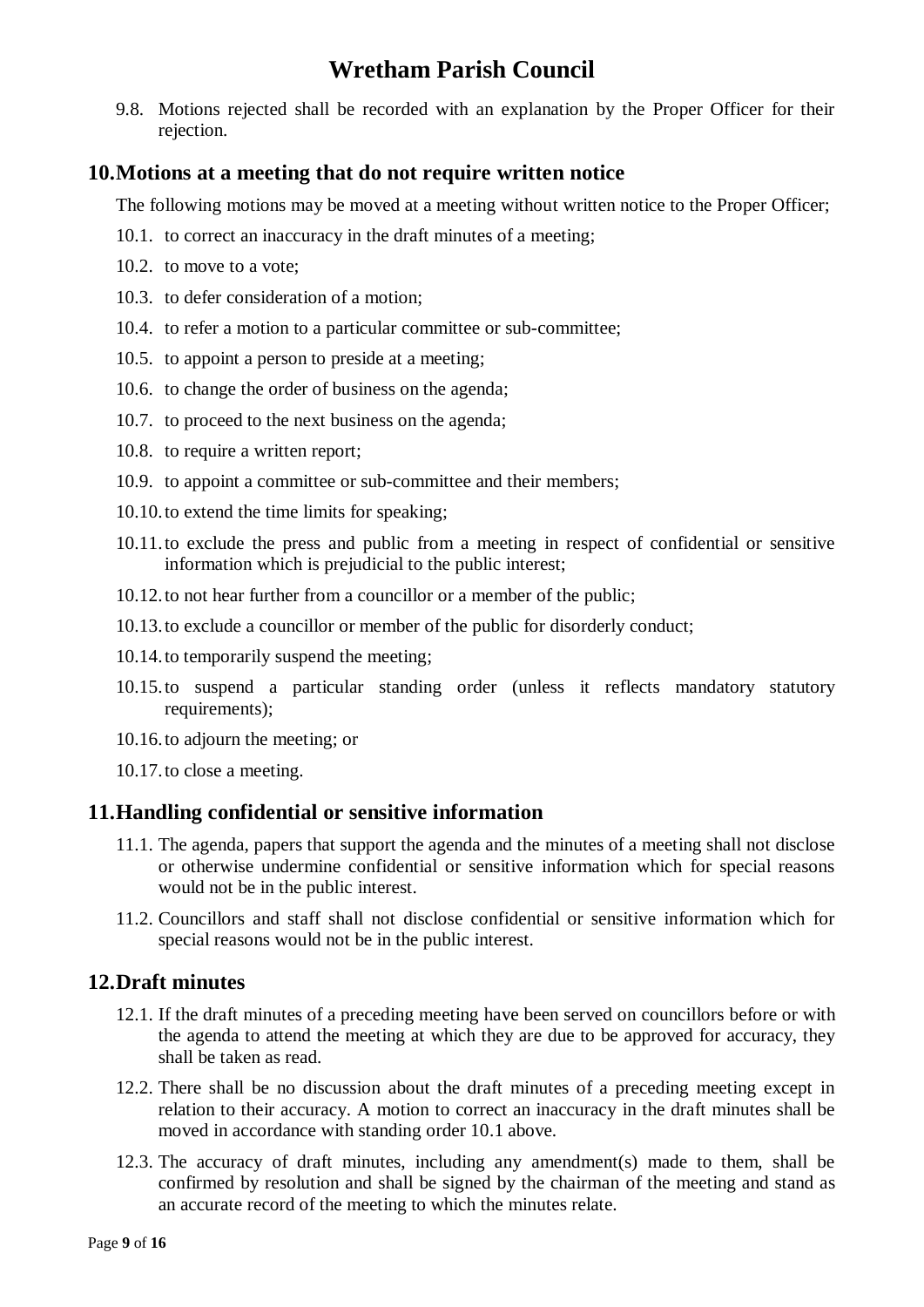9.8. Motions rejected shall be recorded with an explanation by the Proper Officer for their rejection.

## 10. Motions at a meeting that do not require written notice

The following motions may be moved at a meeting without written notice to the Proper Officer;

10.1. to correct an inaccuracy in the draft minutes of a meeting;

10.2. to move to a vote;

10.3. to defer consideration of a motion;

10.4. to refer a motion to a particular committee or sub-committee;

10.5. to appoint a person to preside at a meeting;

10.6. to change the order of business on the agenda;

10.7. to proceed to the next business on the agenda;

10.8. to require a written report;

10.9. to appoint a committee or sub-committee and their members;

10.10. to extend the time limits for speaking;

10.11. to exclude the press and public from a meeting in respect of confidential or sensitive information which is prejudicial to the public interest;

10.12. to not hear further from a councillor or a member of the public;

10.13. to exclude a councillor or member of the public for disorderly conduct;

10.14. to temporarily suspend the meeting;

10.15. to suspend a particular standing order (unless it reflects mandatory statutory requirements);

10.16. to adjourn the meeting; or

10.17. to close a meeting.

## 11. Handling confidential or sensitive information

11.1. The agenda, papers that support the agenda and the minutes of a meeting shall not disclose or otherwise undermine confidential or sensitive information which for special reasons would not be in the public interest.

11.2. Councillors and staff shall not disclose confidential or sensitive information which for special reasons would not be in the public interest.

## 12. Draft minutes

12.1. If the draft minutes of a preceding meeting have been served on councillors before or with the agenda to attend the meeting at which they are due to be approved for accuracy, they shall be taken as read.

12.2. There shall be no discussion about the draft minutes of a preceding meeting except in relation to their accuracy. A motion to correct an inaccuracy in the draft minutes shall be moved in accordance with standing order 10.1 above.

12.3. The accuracy of draft minutes, including any amendment(s) made to them, shall be confirmed by resolution and shall be signed by the chairman of the meeting and stand as an accurate record of the meeting to which the minutes relate.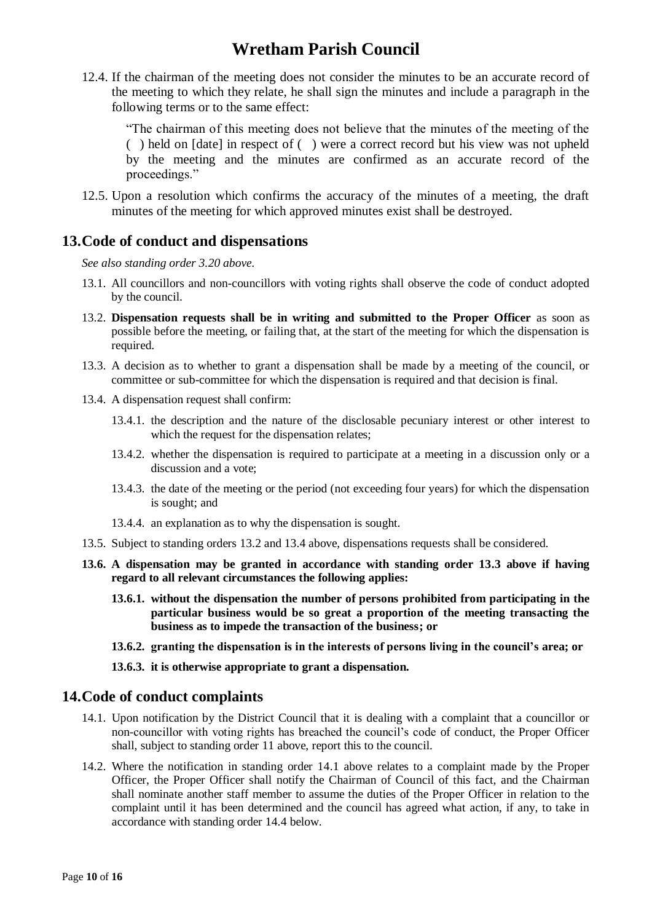12.4. If the chairman of the meeting does not consider the minutes to be an accurate record of the meeting to which they relate, he shall sign the minutes and include a paragraph in the following terms or to the same effect:

> "The chairman of this meeting does not believe that the minutes of the meeting of the ( ) held on [date] in respect of ( ) were a correct record but his view was not upheld by the meeting and the minutes are confirmed as an accurate record of the proceedings."

12.5. Upon a resolution which confirms the accuracy of the minutes of a meeting, the draft minutes of the meeting for which approved minutes exist shall be destroyed.

## 13. Code of conduct and dispensations

*See also standing order 3.20 above.*

13.1. All councillors and non-councillors with voting rights shall observe the code of conduct adopted by the council.

13.2. **Dispensation requests shall be in writing and submitted to the Proper Officer** as soon as possible before the meeting, or failing that, at the start of the meeting for which the dispensation is required.

13.3. A decision as to whether to grant a dispensation shall be made by a meeting of the council, or committee or sub-committee for which the dispensation is required and that decision is final.

13.4. A dispensation request shall confirm:

- 13.4.1. the description and the nature of the disclosable pecuniary interest or other interest to which the request for the dispensation relates;
- 13.4.2. whether the dispensation is required to participate at a meeting in a discussion only or a discussion and a vote;
- 13.4.3. the date of the meeting or the period (not exceeding four years) for which the dispensation is sought; and
- 13.4.4. an explanation as to why the dispensation is sought.

13.5. Subject to standing orders 13.2 and 13.4 above, dispensations requests shall be considered.

**13.6. A dispensation may be granted in accordance with standing order 13.3 above if having regard to all relevant circumstances the following applies:**

- **13.6.1. without the dispensation the number of persons prohibited from participating in the particular business would be so great a proportion of the meeting transacting the business as to impede the transaction of the business; or**
- **13.6.2. granting the dispensation is in the interests of persons living in the council's area; or**
- **13.6.3. it is otherwise appropriate to grant a dispensation.**

## 14. Code of conduct complaints

14.1. Upon notification by the District Council that it is dealing with a complaint that a councillor or non-councillor with voting rights has breached the council's code of conduct, the Proper Officer shall, subject to standing order 11 above, report this to the council.

14.2. Where the notification in standing order 14.1 above relates to a complaint made by the Proper Officer, the Proper Officer shall notify the Chairman of Council of this fact, and the Chairman shall nominate another staff member to assume the duties of the Proper Officer in relation to the complaint until it has been determined and the council has agreed what action, if any, to take in accordance with standing order 14.4 below.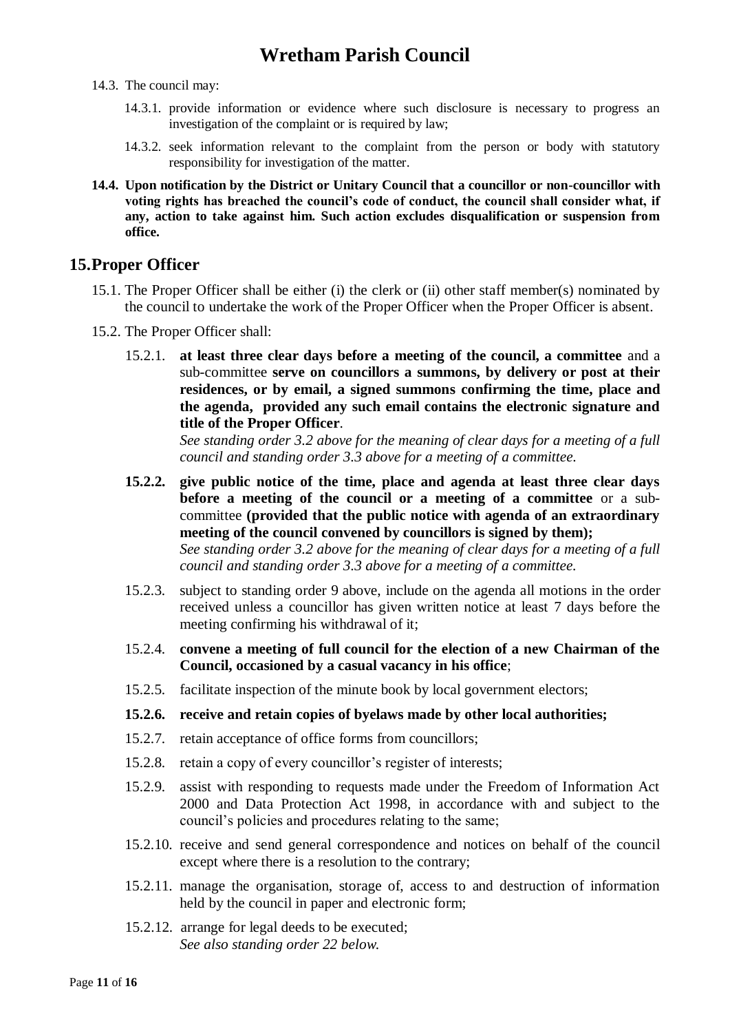14.3. The council may:

14.3.1. provide information or evidence where such disclosure is necessary to progress an investigation of the complaint or is required by law;

14.3.2. seek information relevant to the complaint from the person or body with statutory responsibility for investigation of the matter.

**14.4. Upon notification by the District or Unitary Council that a councillor or non-councillor with voting rights has breached the council's code of conduct, the council shall consider what, if any, action to take against him. Such action excludes disqualification or suspension from office.**

## 15. Proper Officer

15.1. The Proper Officer shall be either (i) the clerk or (ii) other staff member(s) nominated by the council to undertake the work of the Proper Officer when the Proper Officer is absent.

15.2. The Proper Officer shall:

15.2.1. **at least three clear days before a meeting of the council, a committee** and a sub-committee **serve on councillors a summons, by delivery or post at their residences, or by email, a signed summons confirming the time, place and the agenda, provided any such email contains the electronic signature and title of the Proper Officer**.
*See standing order 3.2 above for the meaning of clear days for a meeting of a full council and standing order 3.3 above for a meeting of a committee.*

**15.2.2. give public notice of the time, place and agenda at least three clear days before a meeting of the council or a meeting of a committee** or a sub-committee **(provided that the public notice with agenda of an extraordinary meeting of the council convened by councillors is signed by them);**
*See standing order 3.2 above for the meaning of clear days for a meeting of a full council and standing order 3.3 above for a meeting of a committee.*

15.2.3. subject to standing order 9 above, include on the agenda all motions in the order received unless a councillor has given written notice at least 7 days before the meeting confirming his withdrawal of it;

15.2.4. **convene a meeting of full council for the election of a new Chairman of the Council, occasioned by a casual vacancy in his office**;

15.2.5. facilitate inspection of the minute book by local government electors;

**15.2.6. receive and retain copies of byelaws made by other local authorities;**

15.2.7. retain acceptance of office forms from councillors;

15.2.8. retain a copy of every councillor's register of interests;

15.2.9. assist with responding to requests made under the Freedom of Information Act 2000 and Data Protection Act 1998, in accordance with and subject to the council's policies and procedures relating to the same;

15.2.10. receive and send general correspondence and notices on behalf of the council except where there is a resolution to the contrary;

15.2.11. manage the organisation, storage of, access to and destruction of information held by the council in paper and electronic form;

15.2.12. arrange for legal deeds to be executed;
*See also standing order 22 below.*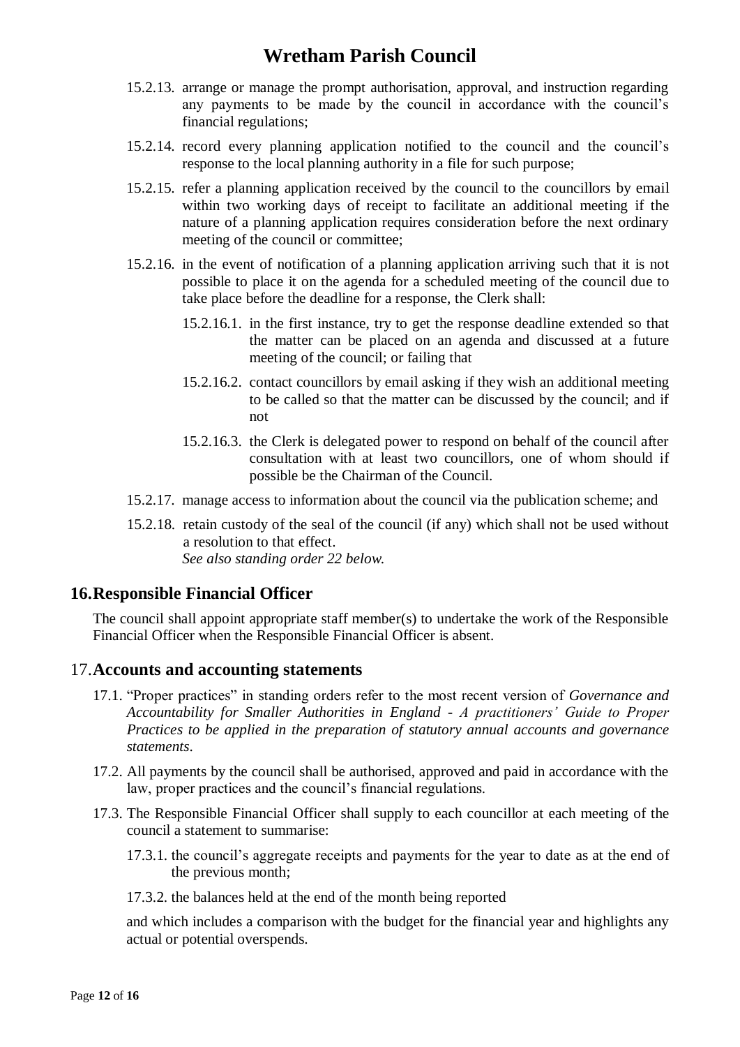15.2.13. arrange or manage the prompt authorisation, approval, and instruction regarding any payments to be made by the council in accordance with the council's financial regulations;

15.2.14. record every planning application notified to the council and the council's response to the local planning authority in a file for such purpose;

15.2.15. refer a planning application received by the council to the councillors by email within two working days of receipt to facilitate an additional meeting if the nature of a planning application requires consideration before the next ordinary meeting of the council or committee;

15.2.16. in the event of notification of a planning application arriving such that it is not possible to place it on the agenda for a scheduled meeting of the council due to take place before the deadline for a response, the Clerk shall:

15.2.16.1. in the first instance, try to get the response deadline extended so that the matter can be placed on an agenda and discussed at a future meeting of the council; or failing that

15.2.16.2. contact councillors by email asking if they wish an additional meeting to be called so that the matter can be discussed by the council; and if not

15.2.16.3. the Clerk is delegated power to respond on behalf of the council after consultation with at least two councillors, one of whom should if possible be the Chairman of the Council.

15.2.17. manage access to information about the council via the publication scheme; and

15.2.18. retain custody of the seal of the council (if any) which shall not be used without a resolution to that effect.
*See also standing order 22 below.*

## 16. Responsible Financial Officer

The council shall appoint appropriate staff member(s) to undertake the work of the Responsible Financial Officer when the Responsible Financial Officer is absent.

## 17. Accounts and accounting statements

17.1. "Proper practices" in standing orders refer to the most recent version of *Governance and Accountability for Smaller Authorities in England - A practitioners' Guide to Proper Practices to be applied in the preparation of statutory annual accounts and governance statements*.

17.2. All payments by the council shall be authorised, approved and paid in accordance with the law, proper practices and the council's financial regulations.

17.3. The Responsible Financial Officer shall supply to each councillor at each meeting of the council a statement to summarise:

17.3.1. the council's aggregate receipts and payments for the year to date as at the end of the previous month;

17.3.2. the balances held at the end of the month being reported

and which includes a comparison with the budget for the financial year and highlights any actual or potential overspends.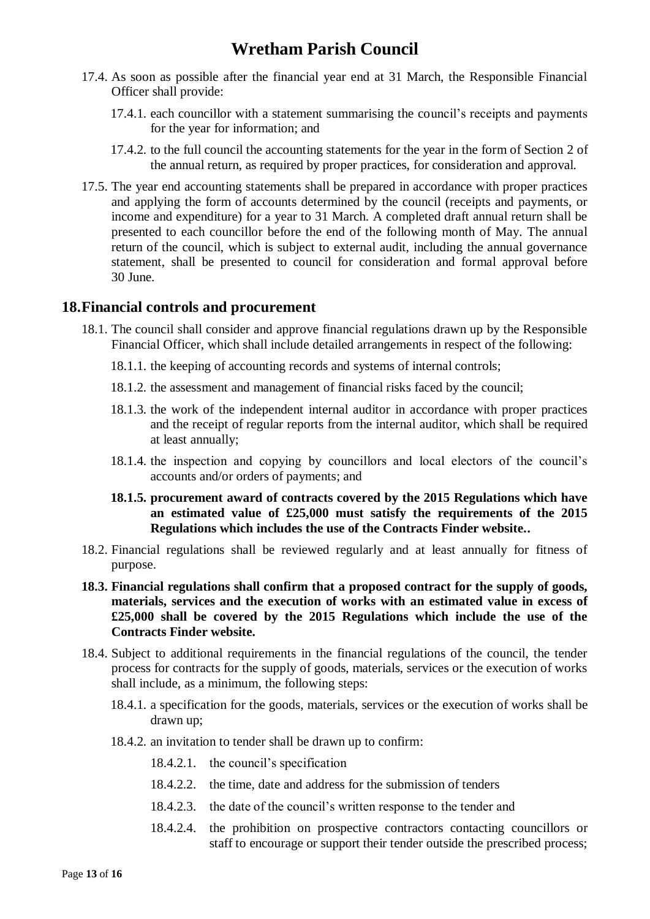17.4. As soon as possible after the financial year end at 31 March, the Responsible Financial Officer shall provide:

17.4.1. each councillor with a statement summarising the council's receipts and payments for the year for information; and

17.4.2. to the full council the accounting statements for the year in the form of Section 2 of the annual return, as required by proper practices, for consideration and approval.

17.5. The year end accounting statements shall be prepared in accordance with proper practices and applying the form of accounts determined by the council (receipts and payments, or income and expenditure) for a year to 31 March. A completed draft annual return shall be presented to each councillor before the end of the following month of May. The annual return of the council, which is subject to external audit, including the annual governance statement, shall be presented to council for consideration and formal approval before 30 June.

## 18. Financial controls and procurement

18.1. The council shall consider and approve financial regulations drawn up by the Responsible Financial Officer, which shall include detailed arrangements in respect of the following:

18.1.1. the keeping of accounting records and systems of internal controls;

18.1.2. the assessment and management of financial risks faced by the council;

18.1.3. the work of the independent internal auditor in accordance with proper practices and the receipt of regular reports from the internal auditor, which shall be required at least annually;

18.1.4. the inspection and copying by councillors and local electors of the council's accounts and/or orders of payments; and

**18.1.5. procurement award of contracts covered by the 2015 Regulations which have an estimated value of £25,000 must satisfy the requirements of the 2015 Regulations which includes the use of the Contracts Finder website..**

18.2. Financial regulations shall be reviewed regularly and at least annually for fitness of purpose.

**18.3. Financial regulations shall confirm that a proposed contract for the supply of goods, materials, services and the execution of works with an estimated value in excess of £25,000 shall be covered by the 2015 Regulations which include the use of the Contracts Finder website.**

18.4. Subject to additional requirements in the financial regulations of the council, the tender process for contracts for the supply of goods, materials, services or the execution of works shall include, as a minimum, the following steps:

18.4.1. a specification for the goods, materials, services or the execution of works shall be drawn up;

18.4.2. an invitation to tender shall be drawn up to confirm:

18.4.2.1. the council's specification

18.4.2.2. the time, date and address for the submission of tenders

18.4.2.3. the date of the council's written response to the tender and

18.4.2.4. the prohibition on prospective contractors contacting councillors or staff to encourage or support their tender outside the prescribed process;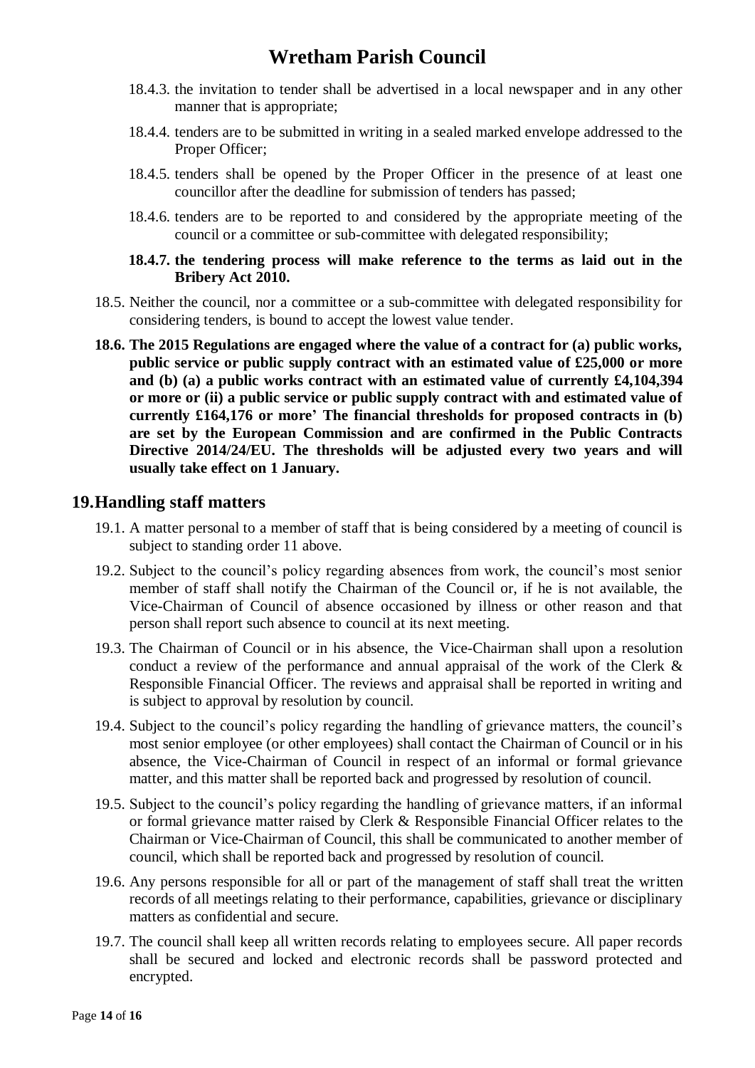18.4.3. the invitation to tender shall be advertised in a local newspaper and in any other manner that is appropriate;

18.4.4. tenders are to be submitted in writing in a sealed marked envelope addressed to the Proper Officer;

18.4.5. tenders shall be opened by the Proper Officer in the presence of at least one councillor after the deadline for submission of tenders has passed;

18.4.6. tenders are to be reported to and considered by the appropriate meeting of the council or a committee or sub-committee with delegated responsibility;

**18.4.7. the tendering process will make reference to the terms as laid out in the Bribery Act 2010.**

18.5. Neither the council, nor a committee or a sub-committee with delegated responsibility for considering tenders, is bound to accept the lowest value tender.

**18.6. The 2015 Regulations are engaged where the value of a contract for (a) public works, public service or public supply contract with an estimated value of £25,000 or more and (b) (a) a public works contract with an estimated value of currently £4,104,394 or more or (ii) a public service or public supply contract with and estimated value of currently £164,176 or more' The financial thresholds for proposed contracts in (b) are set by the European Commission and are confirmed in the Public Contracts Directive 2014/24/EU. The thresholds will be adjusted every two years and will usually take effect on 1 January.**

## 19. Handling staff matters

19.1. A matter personal to a member of staff that is being considered by a meeting of council is subject to standing order 11 above.

19.2. Subject to the council's policy regarding absences from work, the council's most senior member of staff shall notify the Chairman of the Council or, if he is not available, the Vice-Chairman of Council of absence occasioned by illness or other reason and that person shall report such absence to council at its next meeting.

19.3. The Chairman of Council or in his absence, the Vice-Chairman shall upon a resolution conduct a review of the performance and annual appraisal of the work of the Clerk & Responsible Financial Officer. The reviews and appraisal shall be reported in writing and is subject to approval by resolution by council.

19.4. Subject to the council's policy regarding the handling of grievance matters, the council's most senior employee (or other employees) shall contact the Chairman of Council or in his absence, the Vice-Chairman of Council in respect of an informal or formal grievance matter, and this matter shall be reported back and progressed by resolution of council.

19.5. Subject to the council's policy regarding the handling of grievance matters, if an informal or formal grievance matter raised by Clerk & Responsible Financial Officer relates to the Chairman or Vice-Chairman of Council, this shall be communicated to another member of council, which shall be reported back and progressed by resolution of council.

19.6. Any persons responsible for all or part of the management of staff shall treat the written records of all meetings relating to their performance, capabilities, grievance or disciplinary matters as confidential and secure.

19.7. The council shall keep all written records relating to employees secure. All paper records shall be secured and locked and electronic records shall be password protected and encrypted.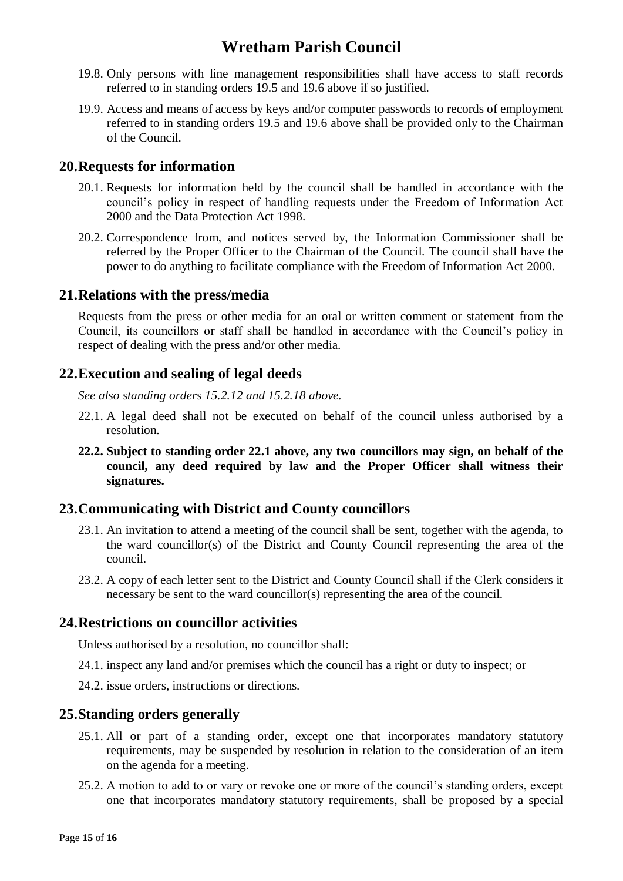19.8. Only persons with line management responsibilities shall have access to staff records referred to in standing orders 19.5 and 19.6 above if so justified.

19.9. Access and means of access by keys and/or computer passwords to records of employment referred to in standing orders 19.5 and 19.6 above shall be provided only to the Chairman of the Council.

## 20. Requests for information

20.1. Requests for information held by the council shall be handled in accordance with the council's policy in respect of handling requests under the Freedom of Information Act 2000 and the Data Protection Act 1998.

20.2. Correspondence from, and notices served by, the Information Commissioner shall be referred by the Proper Officer to the Chairman of the Council. The council shall have the power to do anything to facilitate compliance with the Freedom of Information Act 2000.

## 21. Relations with the press/media

Requests from the press or other media for an oral or written comment or statement from the Council, its councillors or staff shall be handled in accordance with the Council's policy in respect of dealing with the press and/or other media.

## 22. Execution and sealing of legal deeds

*See also standing orders 15.2.12 and 15.2.18 above.*

22.1. A legal deed shall not be executed on behalf of the council unless authorised by a resolution.

**22.2. Subject to standing order 22.1 above, any two councillors may sign, on behalf of the council, any deed required by law and the Proper Officer shall witness their signatures.**

## 23. Communicating with District and County councillors

23.1. An invitation to attend a meeting of the council shall be sent, together with the agenda, to the ward councillor(s) of the District and County Council representing the area of the council.

23.2. A copy of each letter sent to the District and County Council shall if the Clerk considers it necessary be sent to the ward councillor(s) representing the area of the council.

## 24. Restrictions on councillor activities

Unless authorised by a resolution, no councillor shall:

24.1. inspect any land and/or premises which the council has a right or duty to inspect; or

24.2. issue orders, instructions or directions.

## 25. Standing orders generally

25.1. All or part of a standing order, except one that incorporates mandatory statutory requirements, may be suspended by resolution in relation to the consideration of an item on the agenda for a meeting.

25.2. A motion to add to or vary or revoke one or more of the council's standing orders, except one that incorporates mandatory statutory requirements, shall be proposed by a special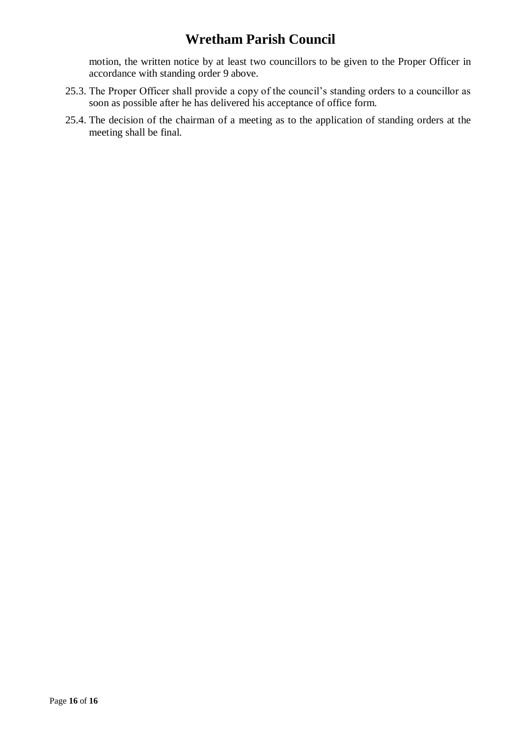motion, the written notice by at least two councillors to be given to the Proper Officer in accordance with standing order 9 above.

25.3. The Proper Officer shall provide a copy of the council's standing orders to a councillor as soon as possible after he has delivered his acceptance of office form.

25.4. The decision of the chairman of a meeting as to the application of standing orders at the meeting shall be final.